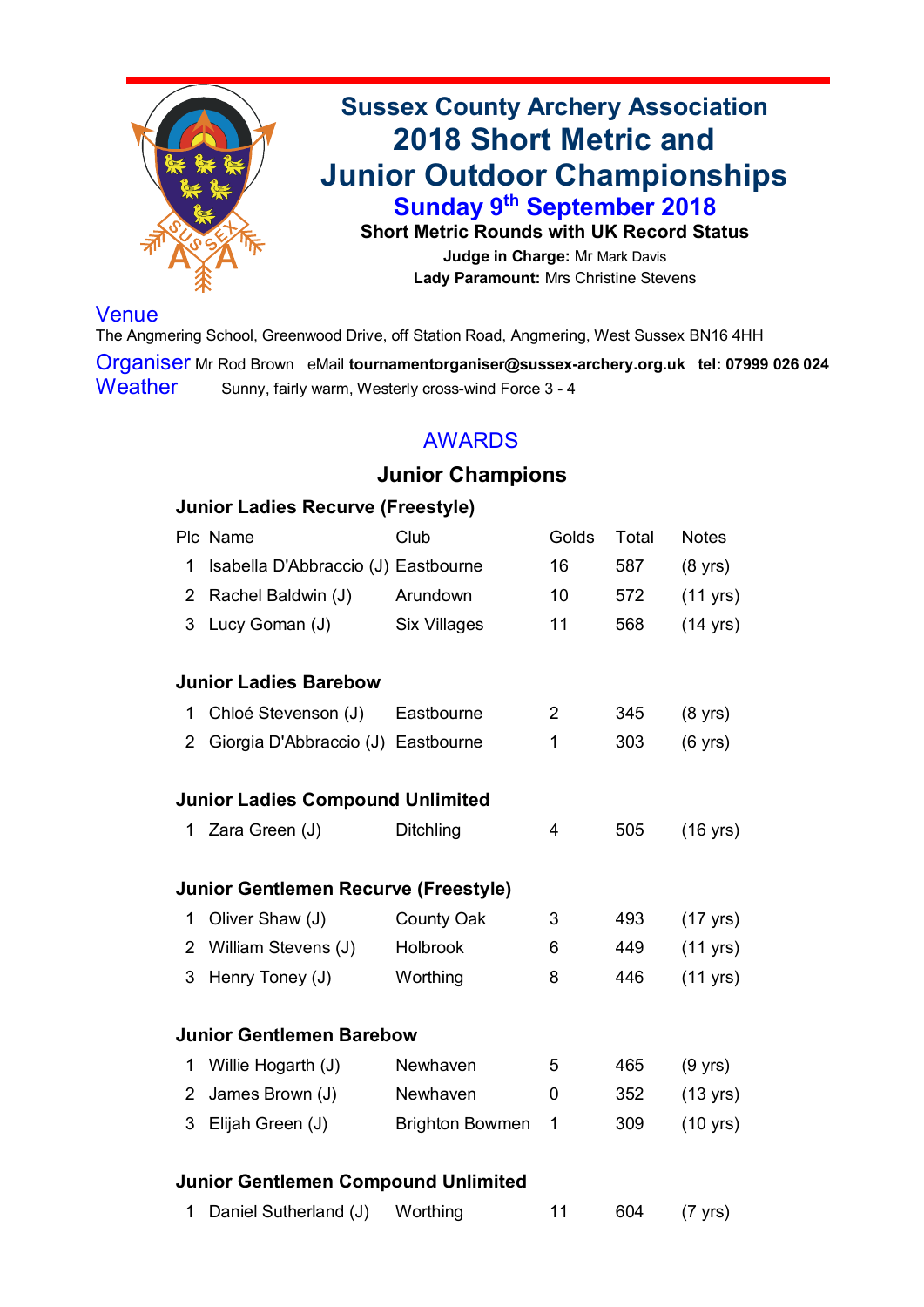# Sussex County Archery Association

# 2018 Short Metric and Junior Outdoor Championships

## Sunday 9th September 2018

**Short Metric Rounds with UK Record Status**

**Judge in Charge:** Mr Mark Davis

**Lady Paramount:** Mrs Christine Stevens

**Venue**
The Angmering School, Greenwood Drive, off Station Road, Angmering, West Sussex BN16 4HH

**Organiser** Mr Rod Brown eMail **tournamentorganiser@sussex-archery.org.uk** **tel: 07999 026 024**

**Weather** Sunny, fairly warm, Westerly cross-wind Force 3 - 4

## AWARDS

### Junior Champions

#### Junior Ladies Recurve (Freestyle)

| Plc | Name | Club | Golds | Total | Notes |
|---|---|---|---|---|---|
| 1 | Isabella D'Abbraccio (J) | Eastbourne | 16 | 587 | (8 yrs) |
| 2 | Rachel Baldwin (J) | Arundown | 10 | 572 | (11 yrs) |
| 3 | Lucy Goman (J) | Six Villages | 11 | 568 | (14 yrs) |

#### Junior Ladies Barebow

| Plc | Name | Club | Golds | Total | Notes |
|---|---|---|---|---|---|
| 1 | Chloé Stevenson (J) | Eastbourne | 2 | 345 | (8 yrs) |
| 2 | Giorgia D'Abbraccio (J) | Eastbourne | 1 | 303 | (6 yrs) |

#### Junior Ladies Compound Unlimited

| Plc | Name | Club | Golds | Total | Notes |
|---|---|---|---|---|---|
| 1 | Zara Green (J) | Ditchling | 4 | 505 | (16 yrs) |

#### Junior Gentlemen Recurve (Freestyle)

| Plc | Name | Club | Golds | Total | Notes |
|---|---|---|---|---|---|
| 1 | Oliver Shaw (J) | County Oak | 3 | 493 | (17 yrs) |
| 2 | William Stevens (J) | Holbrook | 6 | 449 | (11 yrs) |
| 3 | Henry Toney (J) | Worthing | 8 | 446 | (11 yrs) |

#### Junior Gentlemen Barebow

| Plc | Name | Club | Golds | Total | Notes |
|---|---|---|---|---|---|
| 1 | Willie Hogarth (J) | Newhaven | 5 | 465 | (9 yrs) |
| 2 | James Brown (J) | Newhaven | 0 | 352 | (13 yrs) |
| 3 | Elijah Green (J) | Brighton Bowmen | 1 | 309 | (10 yrs) |

#### Junior Gentlemen Compound Unlimited

| Plc | Name | Club | Golds | Total | Notes |
|---|---|---|---|---|---|
| 1 | Daniel Sutherland (J) | Worthing | 11 | 604 | (7 yrs) |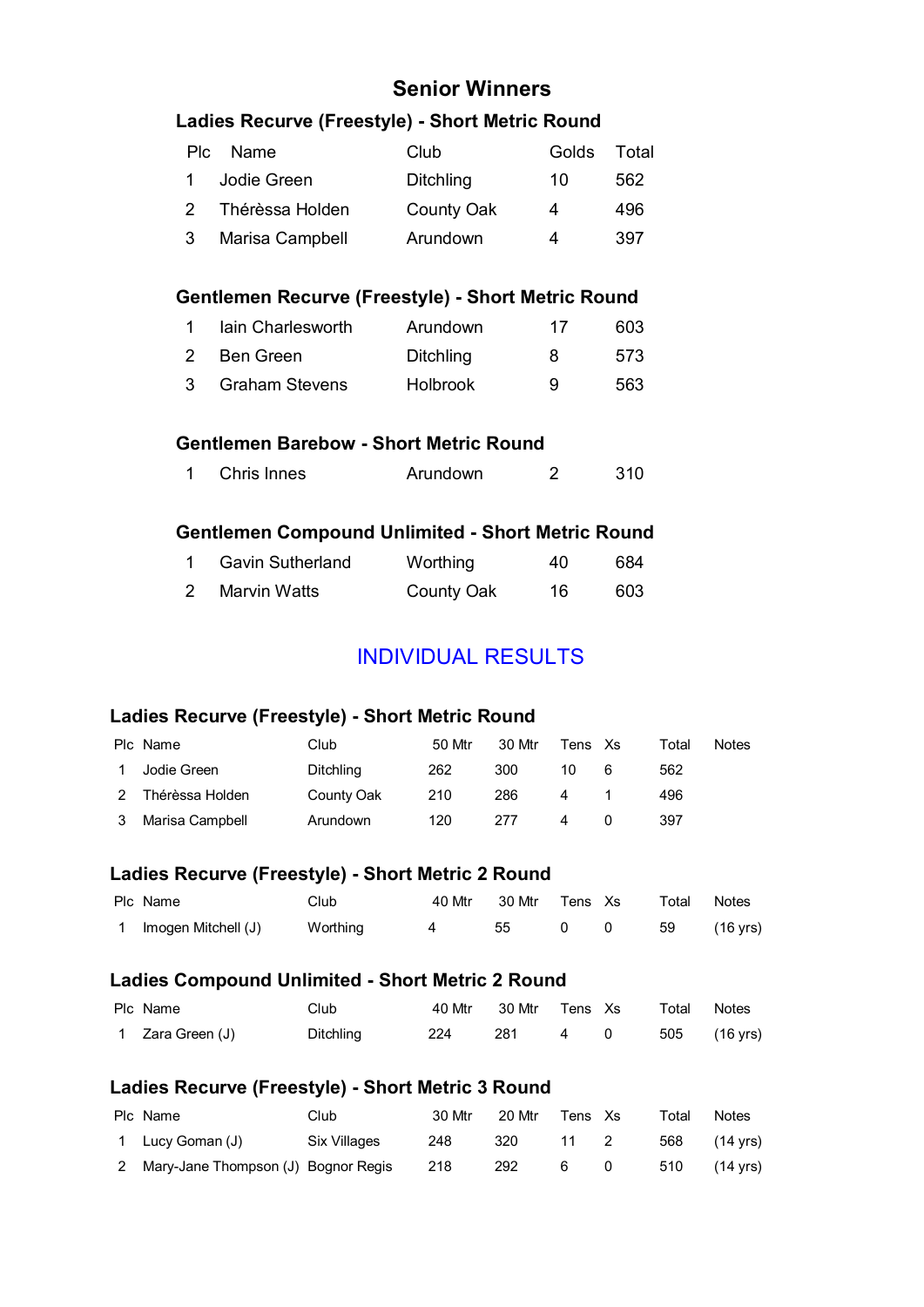# Senior Winners

### Ladies Recurve (Freestyle) - Short Metric Round

| Plc | Name | Club | Golds | Total |
|---|---|---|---|---|
| 1 | Jodie Green | Ditchling | 10 | 562 |
| 2 | Thérèssa Holden | County Oak | 4 | 496 |
| 3 | Marisa Campbell | Arundown | 4 | 397 |

### Gentlemen Recurve (Freestyle) - Short Metric Round

| Plc | Name | Club | Golds | Total |
|---|---|---|---|---|
| 1 | Iain Charlesworth | Arundown | 17 | 603 |
| 2 | Ben Green | Ditchling | 8 | 573 |
| 3 | Graham Stevens | Holbrook | 9 | 563 |

### Gentlemen Barebow - Short Metric Round

| Plc | Name | Club | Golds | Total |
|---|---|---|---|---|
| 1 | Chris Innes | Arundown | 2 | 310 |

### Gentlemen Compound Unlimited - Short Metric Round

| Plc | Name | Club | Golds | Total |
|---|---|---|---|---|
| 1 | Gavin Sutherland | Worthing | 40 | 684 |
| 2 | Marvin Watts | County Oak | 16 | 603 |

# INDIVIDUAL RESULTS

### Ladies Recurve (Freestyle) - Short Metric Round

| Plc | Name | Club | 50 Mtr | 30 Mtr | Tens | Xs | Total | Notes |
|---|---|---|---|---|---|---|---|---|
| 1 | Jodie Green | Ditchling | 262 | 300 | 10 | 6 | 562 | |
| 2 | Thérèssa Holden | County Oak | 210 | 286 | 4 | 1 | 496 | |
| 3 | Marisa Campbell | Arundown | 120 | 277 | 4 | 0 | 397 | |

### Ladies Recurve (Freestyle) - Short Metric 2 Round

| Plc | Name | Club | 40 Mtr | 30 Mtr | Tens | Xs | Total | Notes |
|---|---|---|---|---|---|---|---|---|
| 1 | Imogen Mitchell (J) | Worthing | 4 | 55 | 0 | 0 | 59 | (16 yrs) |

### Ladies Compound Unlimited - Short Metric 2 Round

| Plc | Name | Club | 40 Mtr | 30 Mtr | Tens | Xs | Total | Notes |
|---|---|---|---|---|---|---|---|---|
| 1 | Zara Green (J) | Ditchling | 224 | 281 | 4 | 0 | 505 | (16 yrs) |

### Ladies Recurve (Freestyle) - Short Metric 3 Round

| Plc | Name | Club | 30 Mtr | 20 Mtr | Tens | Xs | Total | Notes |
|---|---|---|---|---|---|---|---|---|
| 1 | Lucy Goman (J) | Six Villages | 248 | 320 | 11 | 2 | 568 | (14 yrs) |
| 2 | Mary-Jane Thompson (J) | Bognor Regis | 218 | 292 | 6 | 0 | 510 | (14 yrs) |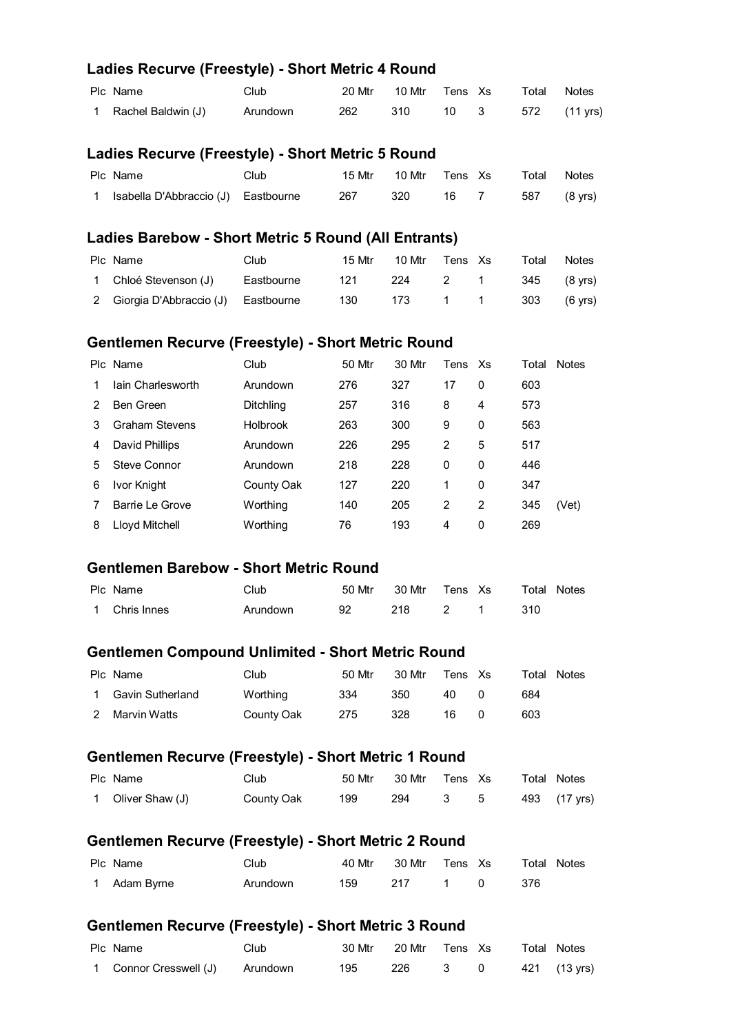### Ladies Recurve (Freestyle) - Short Metric 4 Round

| Plc | Name | Club | 20 Mtr | 10 Mtr | Tens | Xs | Total | Notes |
|---|---|---|---|---|---|---|---|---|
| 1 | Rachel Baldwin (J) | Arundown | 262 | 310 | 10 | 3 | 572 | (11 yrs) |

### Ladies Recurve (Freestyle) - Short Metric 5 Round

| Plc | Name | Club | 15 Mtr | 10 Mtr | Tens | Xs | Total | Notes |
|---|---|---|---|---|---|---|---|---|
| 1 | Isabella D'Abbraccio (J) | Eastbourne | 267 | 320 | 16 | 7 | 587 | (8 yrs) |

### Ladies Barebow - Short Metric 5 Round (All Entrants)

| Plc | Name | Club | 15 Mtr | 10 Mtr | Tens | Xs | Total | Notes |
|---|---|---|---|---|---|---|---|---|
| 1 | Chloé Stevenson (J) | Eastbourne | 121 | 224 | 2 | 1 | 345 | (8 yrs) |
| 2 | Giorgia D'Abbraccio (J) | Eastbourne | 130 | 173 | 1 | 1 | 303 | (6 yrs) |

### Gentlemen Recurve (Freestyle) - Short Metric Round

| Plc | Name | Club | 50 Mtr | 30 Mtr | Tens | Xs | Total | Notes |
|---|---|---|---|---|---|---|---|---|
| 1 | Iain Charlesworth | Arundown | 276 | 327 | 17 | 0 | 603 | |
| 2 | Ben Green | Ditchling | 257 | 316 | 8 | 4 | 573 | |
| 3 | Graham Stevens | Holbrook | 263 | 300 | 9 | 0 | 563 | |
| 4 | David Phillips | Arundown | 226 | 295 | 2 | 5 | 517 | |
| 5 | Steve Connor | Arundown | 218 | 228 | 0 | 0 | 446 | |
| 6 | Ivor Knight | County Oak | 127 | 220 | 1 | 0 | 347 | |
| 7 | Barrie Le Grove | Worthing | 140 | 205 | 2 | 2 | 345 | (Vet) |
| 8 | Lloyd Mitchell | Worthing | 76 | 193 | 4 | 0 | 269 | |

### Gentlemen Barebow - Short Metric Round

| Plc | Name | Club | 50 Mtr | 30 Mtr | Tens | Xs | Total | Notes |
|---|---|---|---|---|---|---|---|---|
| 1 | Chris Innes | Arundown | 92 | 218 | 2 | 1 | 310 | |

### Gentlemen Compound Unlimited - Short Metric Round

| Plc | Name | Club | 50 Mtr | 30 Mtr | Tens | Xs | Total | Notes |
|---|---|---|---|---|---|---|---|---|
| 1 | Gavin Sutherland | Worthing | 334 | 350 | 40 | 0 | 684 | |
| 2 | Marvin Watts | County Oak | 275 | 328 | 16 | 0 | 603 | |

### Gentlemen Recurve (Freestyle) - Short Metric 1 Round

| Plc | Name | Club | 50 Mtr | 30 Mtr | Tens | Xs | Total | Notes |
|---|---|---|---|---|---|---|---|---|
| 1 | Oliver Shaw (J) | County Oak | 199 | 294 | 3 | 5 | 493 | (17 yrs) |

### Gentlemen Recurve (Freestyle) - Short Metric 2 Round

| Plc | Name | Club | 40 Mtr | 30 Mtr | Tens | Xs | Total | Notes |
|---|---|---|---|---|---|---|---|---|
| 1 | Adam Byrne | Arundown | 159 | 217 | 1 | 0 | 376 | |

### Gentlemen Recurve (Freestyle) - Short Metric 3 Round

| Plc | Name | Club | 30 Mtr | 20 Mtr | Tens | Xs | Total | Notes |
|---|---|---|---|---|---|---|---|---|
| 1 | Connor Cresswell (J) | Arundown | 195 | 226 | 3 | 0 | 421 | (13 yrs) |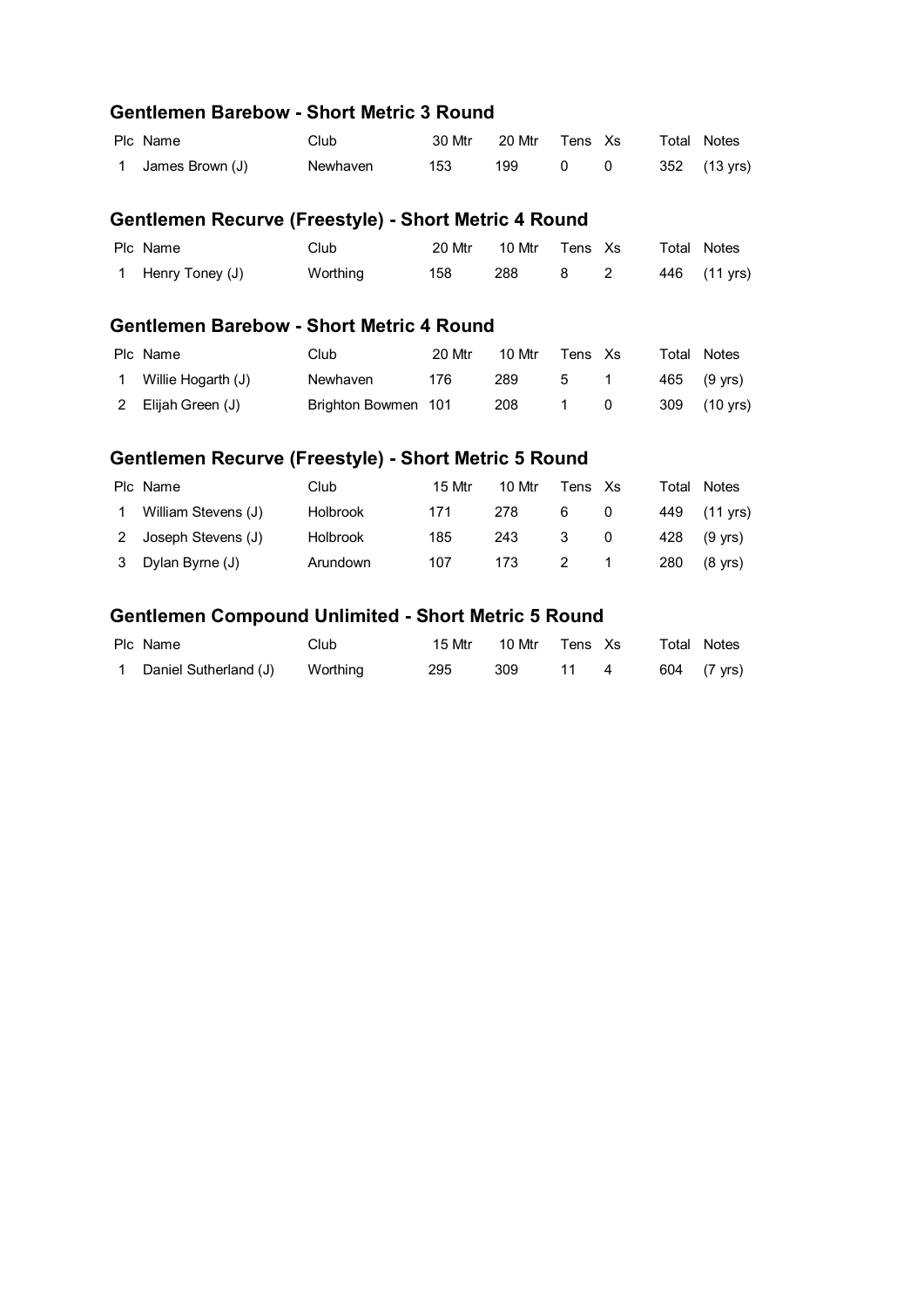## Gentlemen Barebow - Short Metric 3 Round

| Plc | Name | Club | 30 Mtr | 20 Mtr | Tens | Xs | Total | Notes |
|---|---|---|---|---|---|---|---|---|
| 1 | James Brown (J) | Newhaven | 153 | 199 | 0 | 0 | 352 | (13 yrs) |

## Gentlemen Recurve (Freestyle) - Short Metric 4 Round

| Plc | Name | Club | 20 Mtr | 10 Mtr | Tens | Xs | Total | Notes |
|---|---|---|---|---|---|---|---|---|
| 1 | Henry Toney (J) | Worthing | 158 | 288 | 8 | 2 | 446 | (11 yrs) |

## Gentlemen Barebow - Short Metric 4 Round

| Plc | Name | Club | 20 Mtr | 10 Mtr | Tens | Xs | Total | Notes |
|---|---|---|---|---|---|---|---|---|
| 1 | Willie Hogarth (J) | Newhaven | 176 | 289 | 5 | 1 | 465 | (9 yrs) |
| 2 | Elijah Green (J) | Brighton Bowmen | 101 | 208 | 1 | 0 | 309 | (10 yrs) |

## Gentlemen Recurve (Freestyle) - Short Metric 5 Round

| Plc | Name | Club | 15 Mtr | 10 Mtr | Tens | Xs | Total | Notes |
|---|---|---|---|---|---|---|---|---|
| 1 | William Stevens (J) | Holbrook | 171 | 278 | 6 | 0 | 449 | (11 yrs) |
| 2 | Joseph Stevens (J) | Holbrook | 185 | 243 | 3 | 0 | 428 | (9 yrs) |
| 3 | Dylan Byrne (J) | Arundown | 107 | 173 | 2 | 1 | 280 | (8 yrs) |

## Gentlemen Compound Unlimited - Short Metric 5 Round

| Plc | Name | Club | 15 Mtr | 10 Mtr | Tens | Xs | Total | Notes |
|---|---|---|---|---|---|---|---|---|
| 1 | Daniel Sutherland (J) | Worthing | 295 | 309 | 11 | 4 | 604 | (7 yrs) |